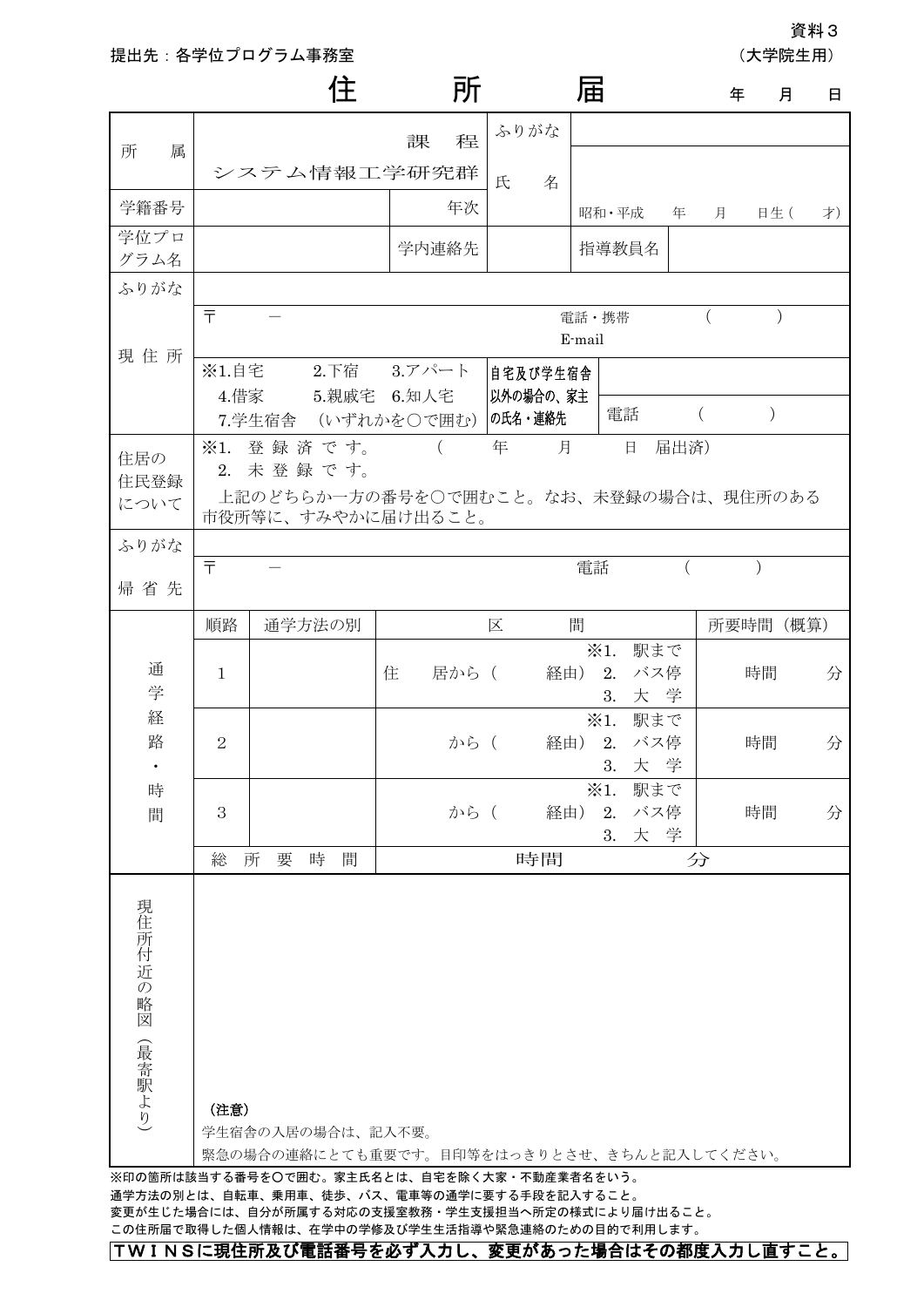資料３

提出先：各学位プログラム事務室 （大学院生用）

# 住　　所　　届

年　　月　　日

| 所　属 | システム情報工学研究群 | 課　程 | ふりがな | |
|---|---|---|---|---|
| | | | 氏　名 | |
| 学籍番号 | | 年次 | | 昭和・平成　　年　　月　　日生（　　才） |
| 学位プログラム名 | | 学内連絡先 | | 指導教員名 | |
| ふりがな | | | | |
| 現住所 | 〒　　－　　　　　　電話・携帯　　（　　　　） E-mail | | | |
| | ※1.自宅　2.下宿　3.アパート 4.借家　5.親戚宅　6.知人宅 7.学生宿舎　（いずれかを○で囲む） | | 自宅及び学生宿舎以外の場合の、家主の氏名・連絡先 | 電話　　（　　　） |
| 住居の住民登録について | ※1. 登録済です。　（　　年　　月　　日　届出済） 2. 未登録です。 上記のどちらか一方の番号を○で囲むこと。なお、未登録の場合は、現住所のある市役所等に、すみやかに届け出ること。 | | | |
| ふりがな | | | | |
| 帰省先 | 〒　　－　　　　　　電話　　（　　　　） | | | |

| 通学経路・時間 | 順路 | 通学方法の別 | 区　間 | 所要時間（概算） |
|---|---|---|---|---|
| | 1 | | 住　居から（　　経由）※1. 駅まで 2. バス停 3. 大学 | 時間　　分 |
| | 2 | | から（　　経由）※1. 駅まで 2. バス停 3. 大学 | 時間　　分 |
| | 3 | | から（　　経由）※1. 駅まで 2. バス停 3. 大学 | 時間　　分 |
| | 総所要時間 | | 時間　　　分 | |

**現住所付近の略図（最寄駅より）**

（注意）
学生宿舎の入居の場合は、記入不要。
緊急の場合の連絡にとても重要です。目印等をはっきりとさせ、きちんと記入してください。

※印の箇所は該当する番号を〇で囲む。家主氏名とは、自宅を除く大家・不動産業者名をいう。
通学方法の別とは、自転車、乗用車、徒歩、バス、電車等の通学に要する手段を記入すること。
変更が生じた場合には、自分が所属する対応の支援室教務・学生支援担当へ所定の様式により届け出ること。
この住所届で取得した個人情報は、在学中の学修及び学生生活指導や緊急連絡のための目的で利用します。

**ＴＷＩＮＳに現住所及び電話番号を必ず入力し、変更があった場合はその都度入力し直すこと。**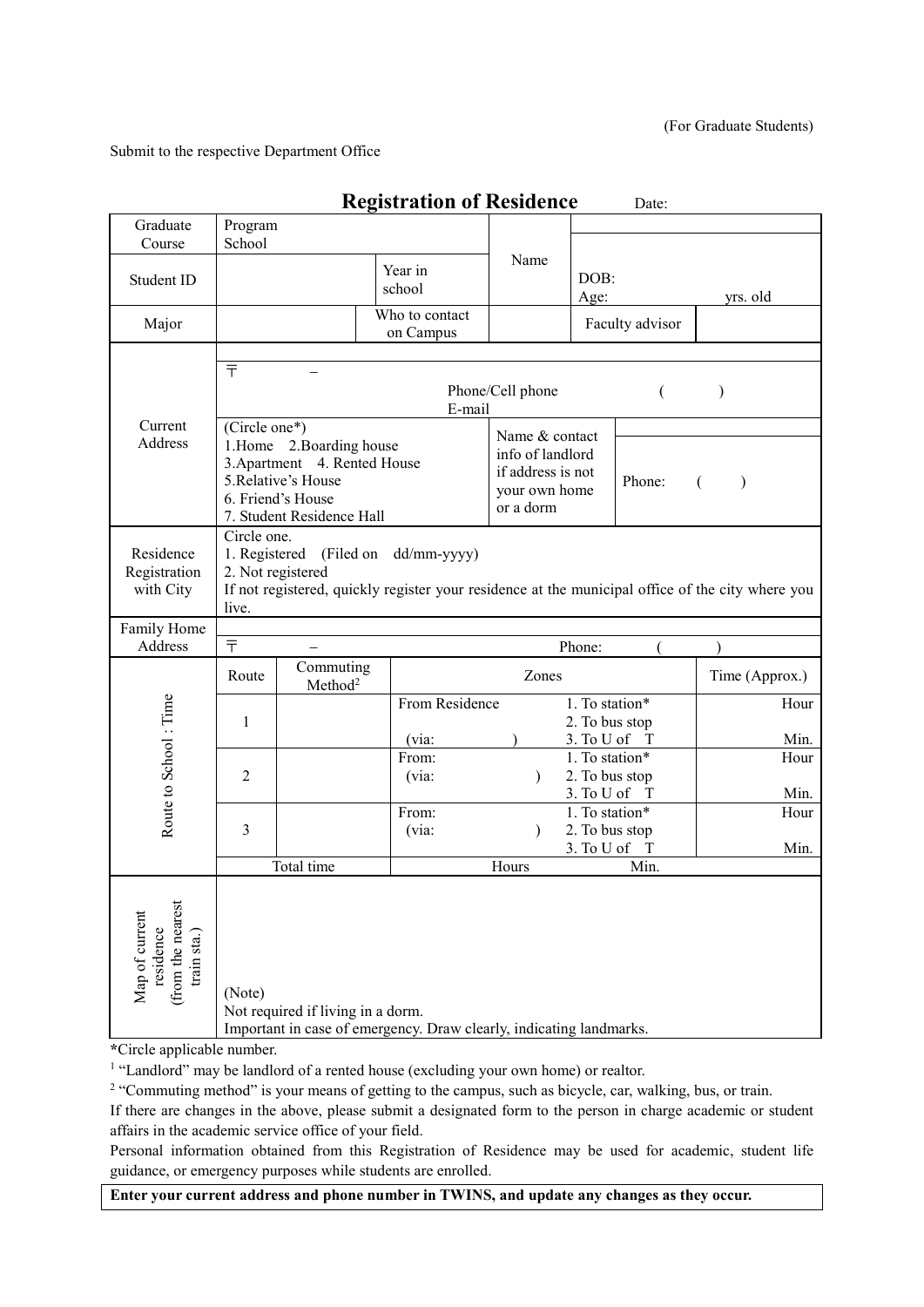(For Graduate Students)

Submit to the respective Department Office

# Registration of Residence

Date:

| | | | | | | |
|---|---|---|---|---|---|---|
| Graduate Course | Program School | | Name | | | |
| Student ID | | Year in school | | DOB: Age: yrs. old | | |
| Major | | Who to contact on Campus | | Faculty advisor | | |
| Current Address | 〒 – Phone/Cell phone ( ) E-mail | | | | | |
| | (Circle one*) 1.Home 2.Boarding house 3.Apartment 4. Rented House 5.Relative's House 6. Friend's House 7. Student Residence Hall | | Name & contact info of landlord if address is not your own home or a dorm | Phone: ( ) | | |
| Residence Registration with City | Circle one. 1. Registered (Filed on dd/mm-yyyy) 2. Not registered If not registered, quickly register your residence at the municipal office of the city where you live. | | | | | |
| Family Home Address | 〒 – Phone: ( ) | | | | | |

| Route to School : Time | Route | Commuting Method[2] | Zones | | Time (Approx.) |
|---|---|---|---|---|---|
| | 1 | | From Residence (via: ) | 1. To station* 2. To bus stop 3. To U of T | Hour Min. |
| | 2 | | From: (via: ) | 1. To station* 2. To bus stop 3. To U of T | Hour Min. |
| | 3 | | From: (via: ) | 1. To station* 2. To bus stop 3. To U of T | Hour Min. |
| | Total time | | Hours | Min. | |

| | |
|---|---|
| Map of current residence (from the nearest train sta.) | (Note) Not required if living in a dorm. Important in case of emergency. Draw clearly, indicating landmarks. |

*Circle applicable number.

[1] "Landlord" may be landlord of a rented house (excluding your own home) or realtor.

[2] "Commuting method" is your means of getting to the campus, such as bicycle, car, walking, bus, or train.

If there are changes in the above, please submit a designated form to the person in charge academic or student affairs in the academic service office of your field.

Personal information obtained from this Registration of Residence may be used for academic, student life guidance, or emergency purposes while students are enrolled.

**Enter your current address and phone number in TWINS, and update any changes as they occur.**